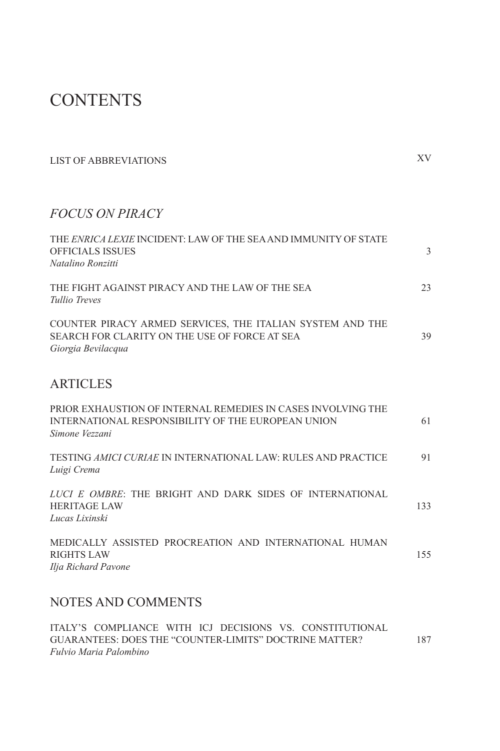# CONTENTS

LIST OF ABBREVIATIONS XV

## *FOCUS ON PIRACY*

THE *ENRICA LEXIE* INCIDENT: LAW OF THE SEA AND IMMUNITY OF STATE OFFICIALS ISSUES 3
*Natalino Ronzitti*

THE FIGHT AGAINST PIRACY AND THE LAW OF THE SEA 23
*Tullio Treves*

COUNTER PIRACY ARMED SERVICES, THE ITALIAN SYSTEM AND THE SEARCH FOR CLARITY ON THE USE OF FORCE AT SEA 39
*Giorgia Bevilacqua*

## ARTICLES

PRIOR EXHAUSTION OF INTERNAL REMEDIES IN CASES INVOLVING THE INTERNATIONAL RESPONSIBILITY OF THE EUROPEAN UNION 61
*Simone Vezzani*

TESTING *AMICI CURIAE* IN INTERNATIONAL LAW: RULES AND PRACTICE 91
*Luigi Crema*

*LUCI E OMBRE*: THE BRIGHT AND DARK SIDES OF INTERNATIONAL HERITAGE LAW 133
*Lucas Lixinski*

MEDICALLY ASSISTED PROCREATION AND INTERNATIONAL HUMAN RIGHTS LAW 155
*Ilja Richard Pavone*

## NOTES AND COMMENTS

ITALY'S COMPLIANCE WITH ICJ DECISIONS VS. CONSTITUTIONAL GUARANTEES: DOES THE "COUNTER-LIMITS" DOCTRINE MATTER? 187
*Fulvio Maria Palombino*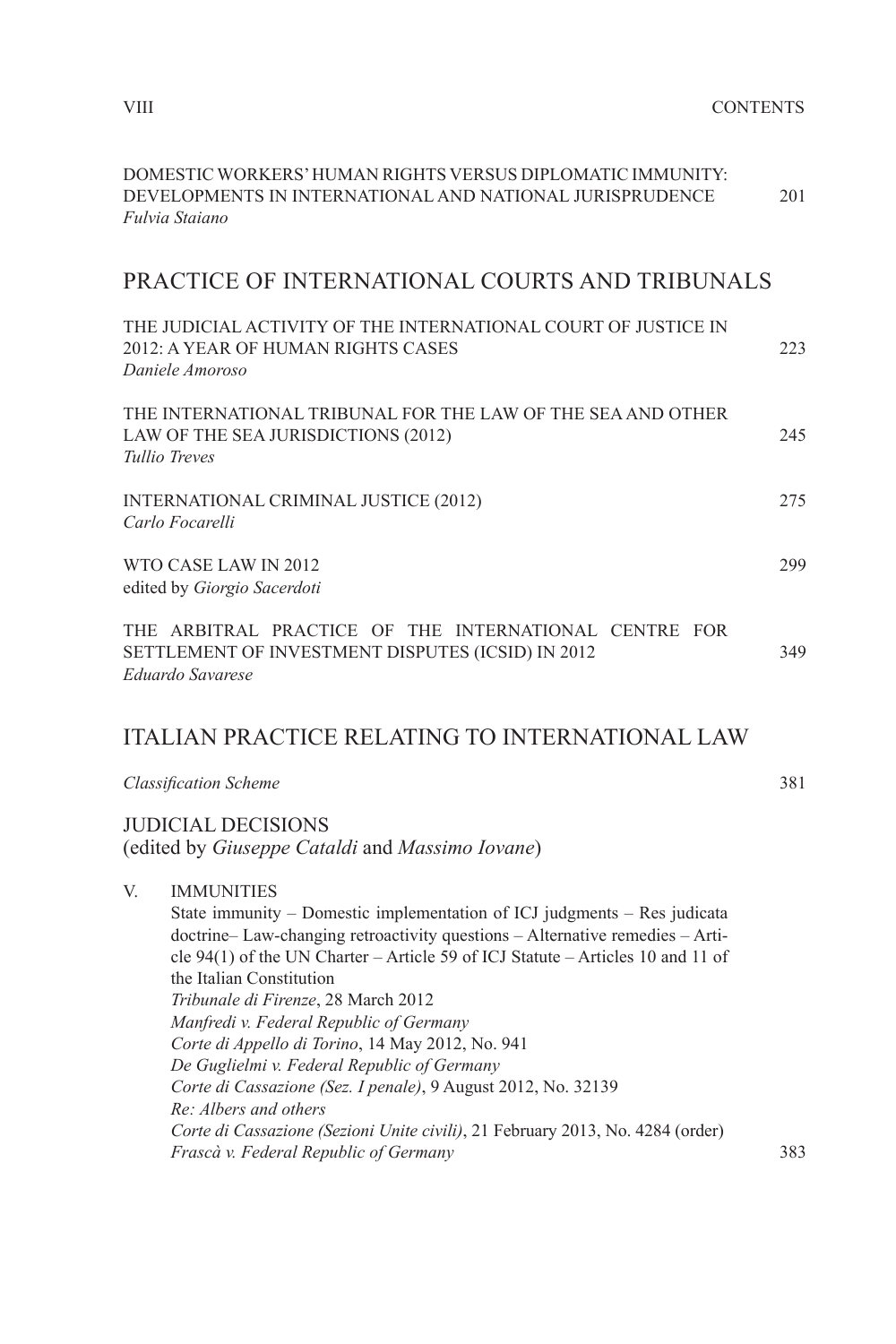DOMESTIC WORKERS' HUMAN RIGHTS VERSUS DIPLOMATIC IMMUNITY: DEVELOPMENTS IN INTERNATIONAL AND NATIONAL JURISPRUDENCE 201
*Fulvia Staiano*

## PRACTICE OF INTERNATIONAL COURTS AND TRIBUNALS

THE JUDICIAL ACTIVITY OF THE INTERNATIONAL COURT OF JUSTICE IN 2012: A YEAR OF HUMAN RIGHTS CASES 223
*Daniele Amoroso*

THE INTERNATIONAL TRIBUNAL FOR THE LAW OF THE SEA AND OTHER LAW OF THE SEA JURISDICTIONS (2012) 245
*Tullio Treves*

INTERNATIONAL CRIMINAL JUSTICE (2012) 275
*Carlo Focarelli*

WTO CASE LAW IN 2012 299
edited by *Giorgio Sacerdoti*

THE ARBITRAL PRACTICE OF THE INTERNATIONAL CENTRE FOR SETTLEMENT OF INVESTMENT DISPUTES (ICSID) IN 2012 349
*Eduardo Savarese*

## ITALIAN PRACTICE RELATING TO INTERNATIONAL LAW

*Classification Scheme* 381

### JUDICIAL DECISIONS
(edited by *Giuseppe Cataldi* and *Massimo Iovane*)

V. IMMUNITIES

State immunity – Domestic implementation of ICJ judgments – Res judicata doctrine– Law-changing retroactivity questions – Alternative remedies – Article 94(1) of the UN Charter – Article 59 of ICJ Statute – Articles 10 and 11 of the Italian Constitution
*Tribunale di Firenze*, 28 March 2012
*Manfredi v. Federal Republic of Germany*
*Corte di Appello di Torino*, 14 May 2012, No. 941
*De Guglielmi v. Federal Republic of Germany*
*Corte di Cassazione (Sez. I penale)*, 9 August 2012, No. 32139
*Re: Albers and others*
*Corte di Cassazione (Sezioni Unite civili)*, 21 February 2013, No. 4284 (order)
*Frascà v. Federal Republic of Germany* 383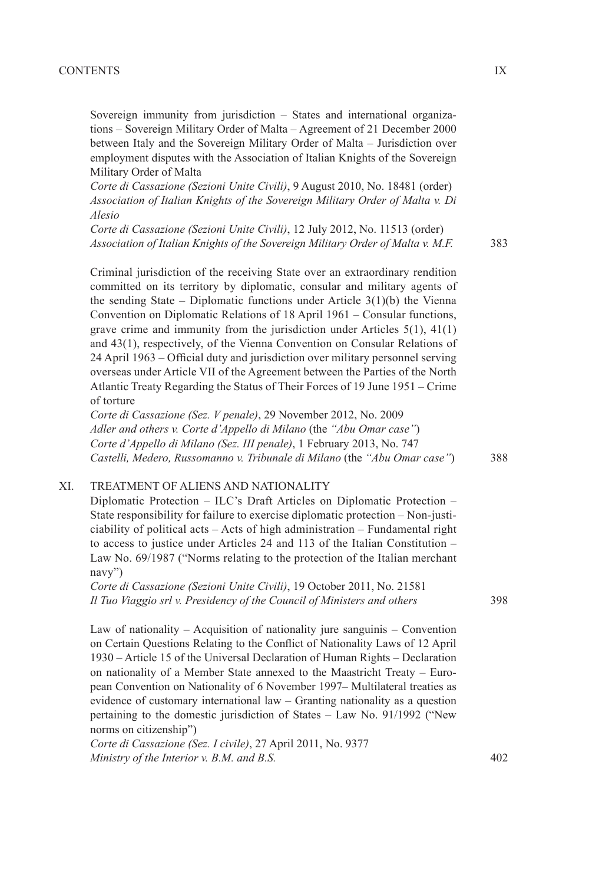Sovereign immunity from jurisdiction – States and international organizations – Sovereign Military Order of Malta – Agreement of 21 December 2000 between Italy and the Sovereign Military Order of Malta – Jurisdiction over employment disputes with the Association of Italian Knights of the Sovereign Military Order of Malta
*Corte di Cassazione (Sezioni Unite Civili)*, 9 August 2010, No. 18481 (order)
*Association of Italian Knights of the Sovereign Military Order of Malta v. Di Alesio*
*Corte di Cassazione (Sezioni Unite Civili)*, 12 July 2012, No. 11513 (order)
*Association of Italian Knights of the Sovereign Military Order of Malta v. M.F.* 383

Criminal jurisdiction of the receiving State over an extraordinary rendition committed on its territory by diplomatic, consular and military agents of the sending State – Diplomatic functions under Article 3(1)(b) the Vienna Convention on Diplomatic Relations of 18 April 1961 – Consular functions, grave crime and immunity from the jurisdiction under Articles 5(1), 41(1) and 43(1), respectively, of the Vienna Convention on Consular Relations of 24 April 1963 – Official duty and jurisdiction over military personnel serving overseas under Article VII of the Agreement between the Parties of the North Atlantic Treaty Regarding the Status of Their Forces of 19 June 1951 – Crime of torture
*Corte di Cassazione (Sez. V penale)*, 29 November 2012, No. 2009
*Adler and others v. Corte d'Appello di Milano* (the *"Abu Omar case"*)
*Corte d'Appello di Milano (Sez. III penale)*, 1 February 2013, No. 747
*Castelli, Medero, Russomanno v. Tribunale di Milano* (the *"Abu Omar case"*) 388

XI. TREATMENT OF ALIENS AND NATIONALITY

Diplomatic Protection – ILC's Draft Articles on Diplomatic Protection – State responsibility for failure to exercise diplomatic protection – Non-justiciability of political acts – Acts of high administration – Fundamental right to access to justice under Articles 24 and 113 of the Italian Constitution – Law No. 69/1987 ("Norms relating to the protection of the Italian merchant navy")
*Corte di Cassazione (Sezioni Unite Civili)*, 19 October 2011, No. 21581
*Il Tuo Viaggio srl v. Presidency of the Council of Ministers and others* 398

Law of nationality – Acquisition of nationality jure sanguinis – Convention on Certain Questions Relating to the Conflict of Nationality Laws of 12 April 1930 – Article 15 of the Universal Declaration of Human Rights – Declaration on nationality of a Member State annexed to the Maastricht Treaty – European Convention on Nationality of 6 November 1997– Multilateral treaties as evidence of customary international law – Granting nationality as a question pertaining to the domestic jurisdiction of States – Law No. 91/1992 ("New norms on citizenship")
*Corte di Cassazione (Sez. I civile)*, 27 April 2011, No. 9377
*Ministry of the Interior v. B.M. and B.S.* 402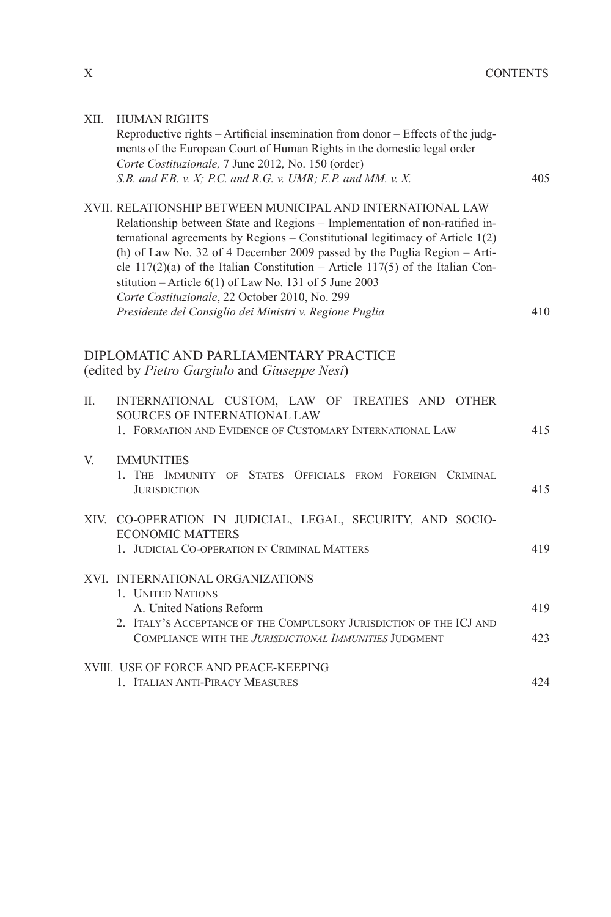XII. HUMAN RIGHTS
Reproductive rights – Artificial insemination from donor – Effects of the judgments of the European Court of Human Rights in the domestic legal order
*Corte Costituzionale,* 7 June 2012*,* No. 150 (order)
*S.B. and F.B. v. X; P.C. and R.G. v. UMR; E.P. and MM. v. X.* 405

XVII. RELATIONSHIP BETWEEN MUNICIPAL AND INTERNATIONAL LAW
Relationship between State and Regions – Implementation of non-ratified international agreements by Regions – Constitutional legitimacy of Article 1(2)(h) of Law No. 32 of 4 December 2009 passed by the Puglia Region – Article 117(2)(a) of the Italian Constitution – Article 117(5) of the Italian Constitution – Article 6(1) of Law No. 131 of 5 June 2003
*Corte Costituzionale*, 22 October 2010, No. 299
*Presidente del Consiglio dei Ministri v. Regione Puglia* 410

## DIPLOMATIC AND PARLIAMENTARY PRACTICE
(edited by *Pietro Gargiulo* and *Giuseppe Nesi*)

II. INTERNATIONAL CUSTOM, LAW OF TREATIES AND OTHER SOURCES OF INTERNATIONAL LAW
1. FORMATION AND EVIDENCE OF CUSTOMARY INTERNATIONAL LAW 415

V. IMMUNITIES
1. THE IMMUNITY OF STATES OFFICIALS FROM FOREIGN CRIMINAL JURISDICTION 415

XIV. CO-OPERATION IN JUDICIAL, LEGAL, SECURITY, AND SOCIO-ECONOMIC MATTERS
1. JUDICIAL CO-OPERATION IN CRIMINAL MATTERS 419

XVI. INTERNATIONAL ORGANIZATIONS
1. UNITED NATIONS
A. United Nations Reform 419
2. ITALY'S ACCEPTANCE OF THE COMPULSORY JURISDICTION OF THE ICJ AND COMPLIANCE WITH THE *JURISDICTIONAL IMMUNITIES* JUDGMENT 423

XVIII. USE OF FORCE AND PEACE-KEEPING
1. ITALIAN ANTI-PIRACY MEASURES 424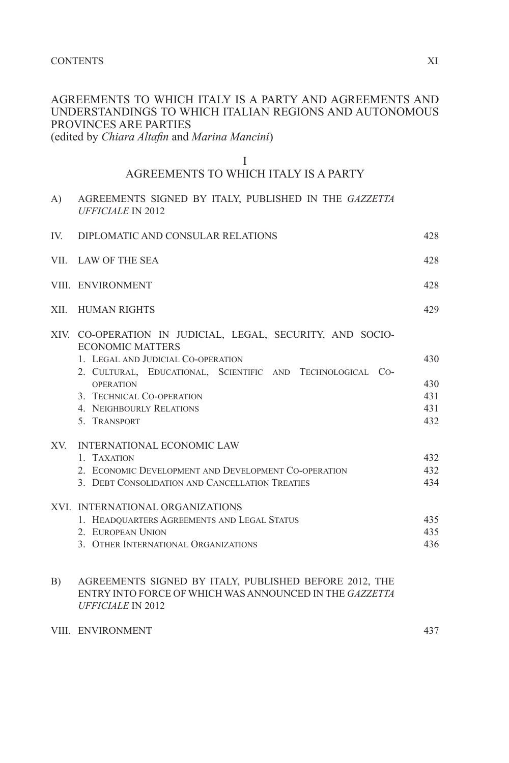## AGREEMENTS TO WHICH ITALY IS A PARTY AND AGREEMENTS AND UNDERSTANDINGS TO WHICH ITALIAN REGIONS AND AUTONOMOUS PROVINCES ARE PARTIES

(edited by *Chiara Altafin* and *Marina Mancini*)

### I
### AGREEMENTS TO WHICH ITALY IS A PARTY

A) AGREEMENTS SIGNED BY ITALY, PUBLISHED IN THE *GAZZETTA UFFICIALE* IN 2012

IV. DIPLOMATIC AND CONSULAR RELATIONS 428

VII. LAW OF THE SEA 428

VIII. ENVIRONMENT 428

XII. HUMAN RIGHTS 429

XIV. CO-OPERATION IN JUDICIAL, LEGAL, SECURITY, AND SOCIO-ECONOMIC MATTERS
1. Legal and Judicial Co-operation 430
2. Cultural, Educational, Scientific and Technological Co-operation 430
3. Technical Co-operation 431
4. Neighbourly Relations 431
5. Transport 432

XV. INTERNATIONAL ECONOMIC LAW
1. Taxation 432
2. Economic Development and Development Co-operation 432
3. Debt Consolidation and Cancellation Treaties 434

XVI. INTERNATIONAL ORGANIZATIONS
1. Headquarters Agreements and Legal Status 435
2. European Union 435
3. Other International Organizations 436

B) AGREEMENTS SIGNED BY ITALY, PUBLISHED BEFORE 2012, THE ENTRY INTO FORCE OF WHICH WAS ANNOUNCED IN THE *GAZZETTA UFFICIALE* IN 2012

VIII. ENVIRONMENT 437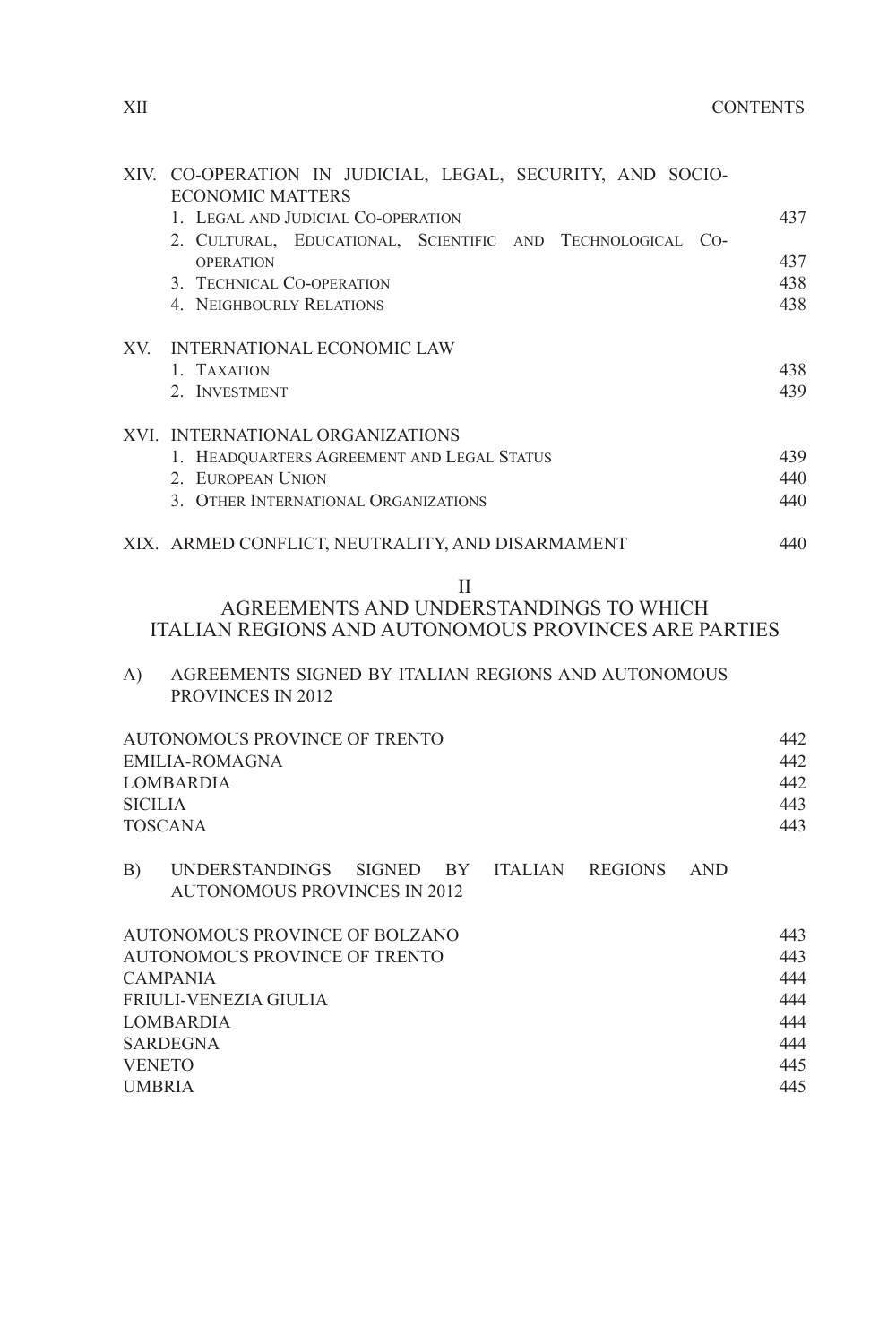XIV. CO-OPERATION IN JUDICIAL, LEGAL, SECURITY, AND SOCIO-ECONOMIC MATTERS

1. Legal and Judicial Co-operation 437
2. Cultural, Educational, Scientific and Technological Co-operation 437
3. Technical Co-operation 438
4. Neighbourly Relations 438

XV. INTERNATIONAL ECONOMIC LAW

1. Taxation 438
2. Investment 439

XVI. INTERNATIONAL ORGANIZATIONS

1. Headquarters Agreement and Legal Status 439
2. European Union 440
3. Other International Organizations 440

XIX. ARMED CONFLICT, NEUTRALITY, AND DISARMAMENT 440

## II
## AGREEMENTS AND UNDERSTANDINGS TO WHICH ITALIAN REGIONS AND AUTONOMOUS PROVINCES ARE PARTIES

A) AGREEMENTS SIGNED BY ITALIAN REGIONS AND AUTONOMOUS PROVINCES IN 2012

AUTONOMOUS PROVINCE OF TRENTO 442
EMILIA-ROMAGNA 442
LOMBARDIA 442
SICILIA 443
TOSCANA 443

B) UNDERSTANDINGS SIGNED BY ITALIAN REGIONS AND AUTONOMOUS PROVINCES IN 2012

AUTONOMOUS PROVINCE OF BOLZANO 443
AUTONOMOUS PROVINCE OF TRENTO 443
CAMPANIA 444
FRIULI-VENEZIA GIULIA 444
LOMBARDIA 444
SARDEGNA 444
VENETO 445
UMBRIA 445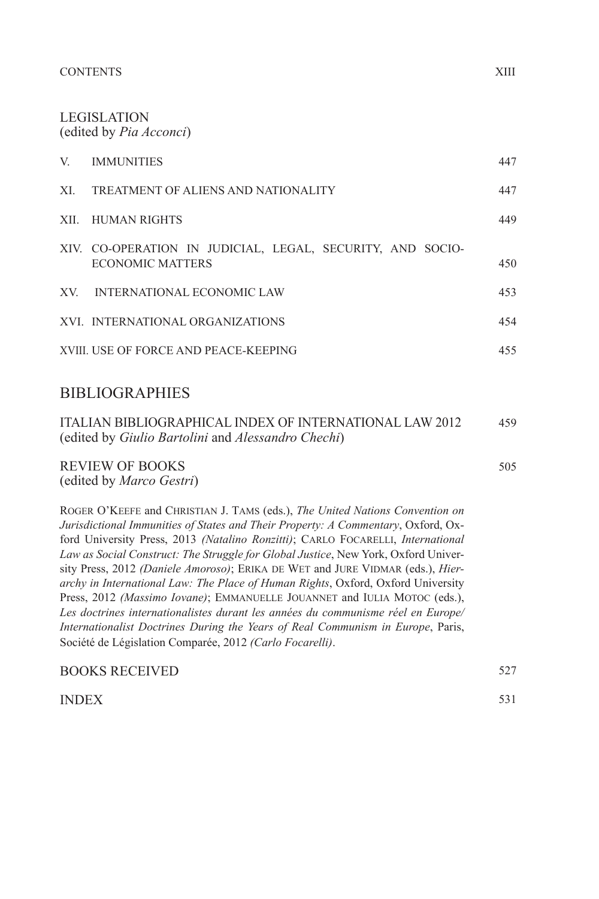## LEGISLATION
(edited by *Pia Acconci*)

| | | |
|---|---|---|
| V. | IMMUNITIES | 447 |
| XI. | TREATMENT OF ALIENS AND NATIONALITY | 447 |
| XII. | HUMAN RIGHTS | 449 |
| XIV. | CO-OPERATION IN JUDICIAL, LEGAL, SECURITY, AND SOCIO-ECONOMIC MATTERS | 450 |
| XV. | INTERNATIONAL ECONOMIC LAW | 453 |
| XVI. | INTERNATIONAL ORGANIZATIONS | 454 |
| XVIII. | USE OF FORCE AND PEACE-KEEPING | 455 |

# BIBLIOGRAPHIES

ITALIAN BIBLIOGRAPHICAL INDEX OF INTERNATIONAL LAW 2012 (edited by *Giulio Bartolini* and *Alessandro Chechi*) — 459

REVIEW OF BOOKS (edited by *Marco Gestri*) — 505

ROGER O'KEEFE and CHRISTIAN J. TAMS (eds.), *The United Nations Convention on Jurisdictional Immunities of States and Their Property: A Commentary*, Oxford, Oxford University Press, 2013 *(Natalino Ronzitti)*; CARLO FOCARELLI, *International Law as Social Construct: The Struggle for Global Justice*, New York, Oxford University Press, 2012 *(Daniele Amoroso)*; ERIKA DE WET and JURE VIDMAR (eds.), *Hierarchy in International Law: The Place of Human Rights*, Oxford, Oxford University Press, 2012 *(Massimo Iovane)*; EMMANUELLE JOUANNET and IULIA MOTOC (eds.), *Les doctrines internationalistes durant les années du communisme réel en Europe/ Internationalist Doctrines During the Years of Real Communism in Europe*, Paris, Société de Législation Comparée, 2012 *(Carlo Focarelli)*.

BOOKS RECEIVED — 527

INDEX — 531